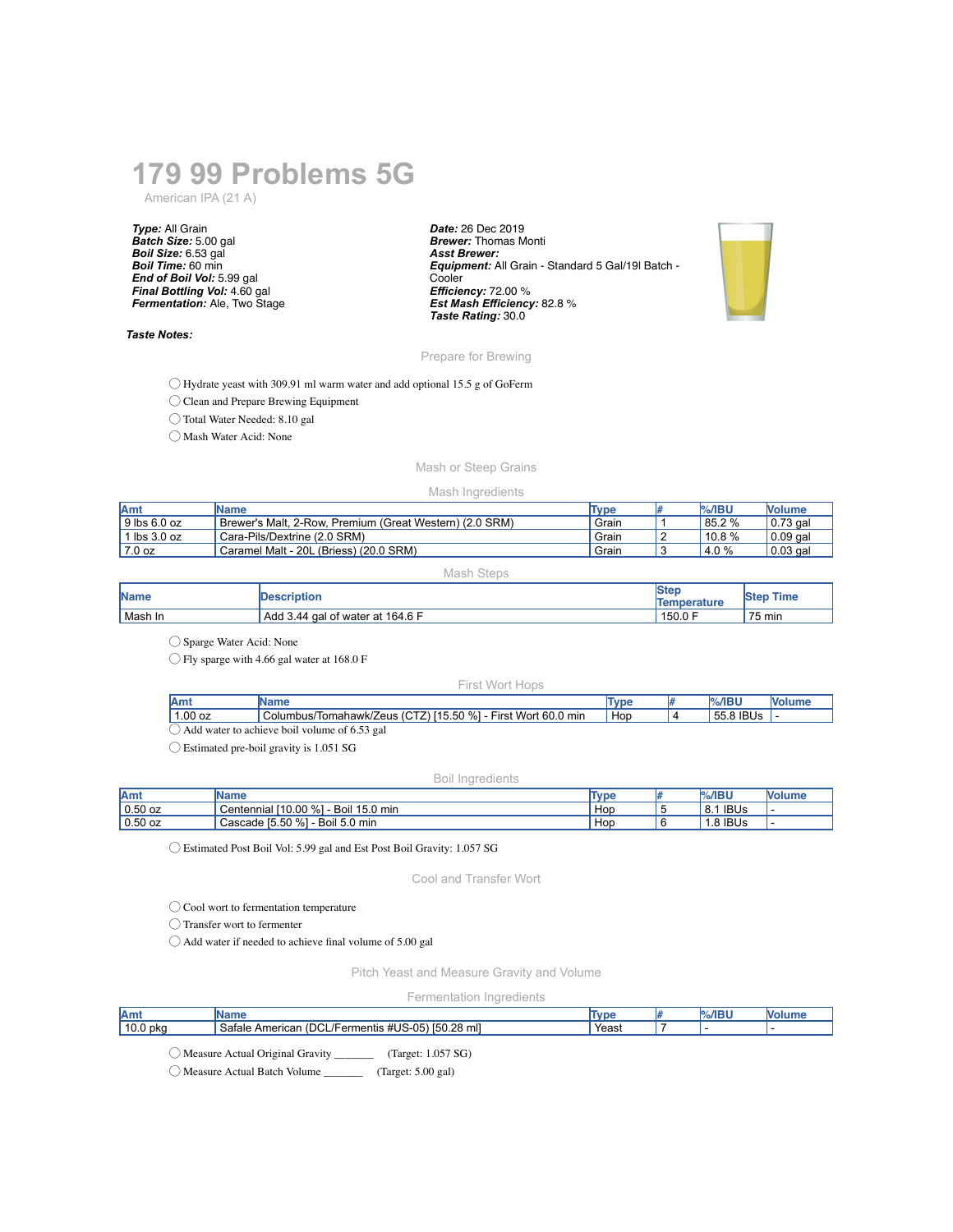# 179 99 Problems 5G

American IPA (21 A)

***Type:*** All Grain
***Batch Size:*** 5.00 gal
***Boil Size:*** 6.53 gal
***Boil Time:*** 60 min
***End of Boil Vol:*** 5.99 gal
***Final Bottling Vol:*** 4.60 gal
***Fermentation:*** Ale, Two Stage

***Date:*** 26 Dec 2019
***Brewer:*** Thomas Monti
***Asst Brewer:***
***Equipment:*** All Grain - Standard 5 Gal/19l Batch - Cooler
***Efficiency:*** 72.00 %
***Est Mash Efficiency:*** 82.8 %
***Taste Rating:*** 30.0

***Taste Notes:***

## Prepare for Brewing

- ◯ Hydrate yeast with 309.91 ml warm water and add optional 15.5 g of GoFerm
- ◯ Clean and Prepare Brewing Equipment
- ◯ Total Water Needed: 8.10 gal
- ◯ Mash Water Acid: None

## Mash or Steep Grains

### Mash Ingredients

| Amt | Name | Type | # | %/IBU | Volume |
|---|---|---|---|---|---|
| 9 lbs 6.0 oz | Brewer's Malt, 2-Row, Premium (Great Western) (2.0 SRM) | Grain | 1 | 85.2 % | 0.73 gal |
| 1 lbs 3.0 oz | Cara-Pils/Dextrine (2.0 SRM) | Grain | 2 | 10.8 % | 0.09 gal |
| 7.0 oz | Caramel Malt - 20L (Briess) (20.0 SRM) | Grain | 3 | 4.0 % | 0.03 gal |

### Mash Steps

| Name | Description | Step Temperature | Step Time |
|---|---|---|---|
| Mash In | Add 3.44 gal of water at 164.6 F | 150.0 F | 75 min |

- ◯ Sparge Water Acid: None
- ◯ Fly sparge with 4.66 gal water at 168.0 F

### First Wort Hops

| Amt | Name | Type | # | %/IBU | Volume |
|---|---|---|---|---|---|
| 1.00 oz | Columbus/Tomahawk/Zeus (CTZ) [15.50 %] - First Wort 60.0 min | Hop | 4 | 55.8 IBUs | - |

- ◯ Add water to achieve boil volume of 6.53 gal
- ◯ Estimated pre-boil gravity is 1.051 SG

### Boil Ingredients

| Amt | Name | Type | # | %/IBU | Volume |
|---|---|---|---|---|---|
| 0.50 oz | Centennial [10.00 %] - Boil 15.0 min | Hop | 5 | 8.1 IBUs | - |
| 0.50 oz | Cascade [5.50 %] - Boil 5.0 min | Hop | 6 | 1.8 IBUs | - |

- ◯ Estimated Post Boil Vol: 5.99 gal and Est Post Boil Gravity: 1.057 SG

## Cool and Transfer Wort

- ◯ Cool wort to fermentation temperature
- ◯ Transfer wort to fermenter
- ◯ Add water if needed to achieve final volume of 5.00 gal

## Pitch Yeast and Measure Gravity and Volume

### Fermentation Ingredients

| Amt | Name | Type | # | %/IBU | Volume |
|---|---|---|---|---|---|
| 10.0 pkg | Safale American (DCL/Fermentis #US-05) [50.28 ml] | Yeast | 7 | - | - |

- ◯ Measure Actual Original Gravity _______ (Target: 1.057 SG)
- ◯ Measure Actual Batch Volume _______ (Target: 5.00 gal)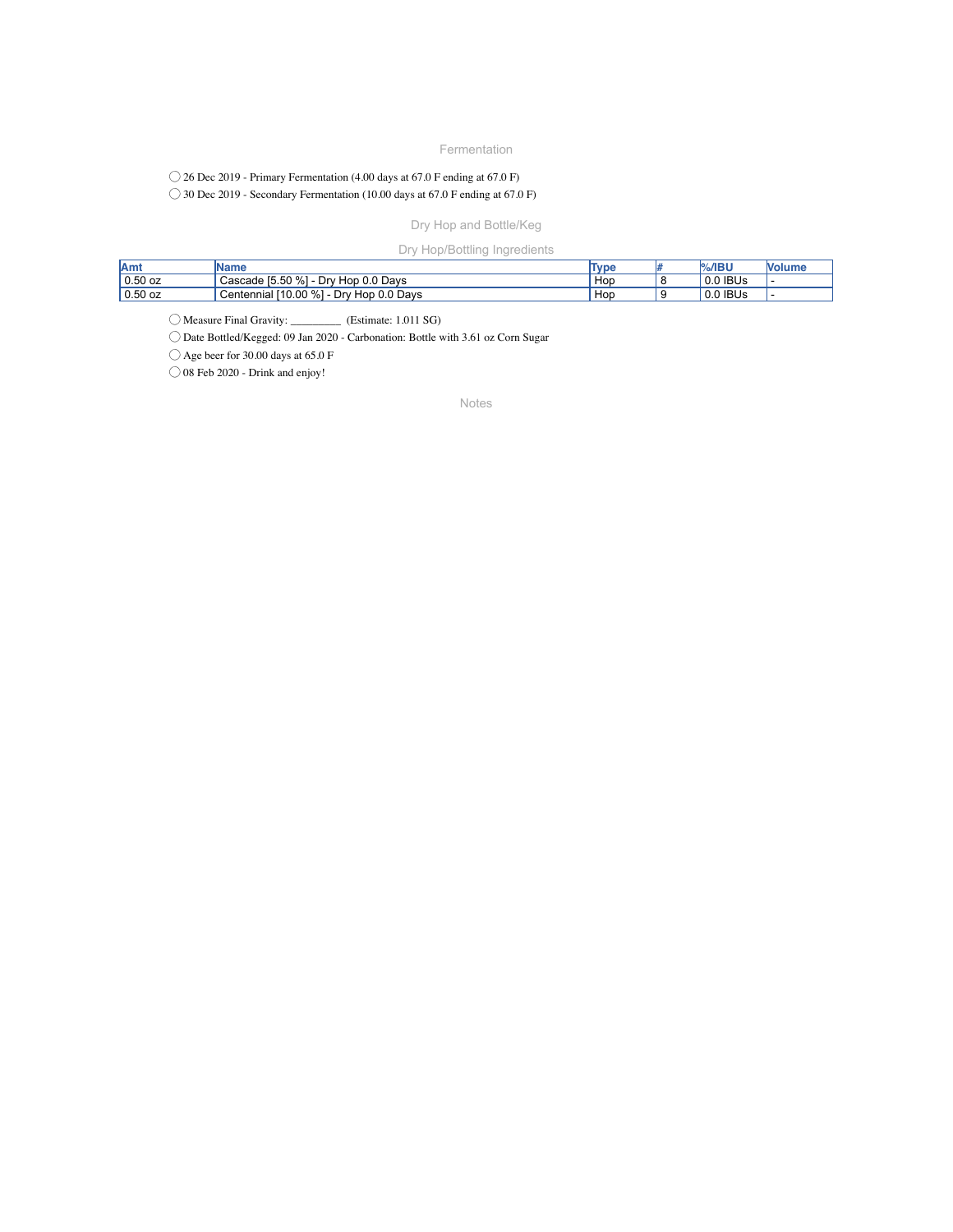## Fermentation

- ◯ 26 Dec 2019 - Primary Fermentation (4.00 days at 67.0 F ending at 67.0 F)
- ◯ 30 Dec 2019 - Secondary Fermentation (10.00 days at 67.0 F ending at 67.0 F)

## Dry Hop and Bottle/Keg

### Dry Hop/Bottling Ingredients

| Amt | Name | Type | # | %/IBU | Volume |
|---|---|---|---|---|---|
| 0.50 oz | Cascade [5.50 %] - Dry Hop 0.0 Days | Hop | 8 | 0.0 IBUs | - |
| 0.50 oz | Centennial [10.00 %] - Dry Hop 0.0 Days | Hop | 9 | 0.0 IBUs | - |

- ◯ Measure Final Gravity: _________ (Estimate: 1.011 SG)
- ◯ Date Bottled/Kegged: 09 Jan 2020 - Carbonation: Bottle with 3.61 oz Corn Sugar
- ◯ Age beer for 30.00 days at 65.0 F
- ◯ 08 Feb 2020 - Drink and enjoy!

## Notes